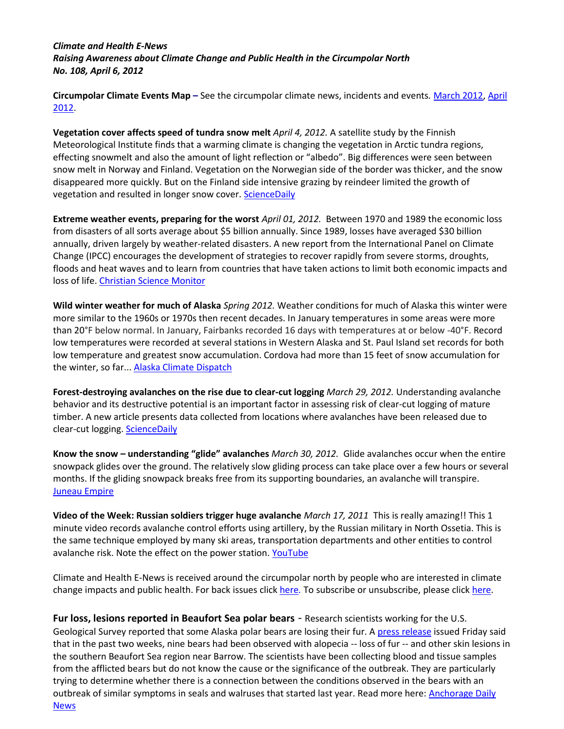***Climate and Health E-News***
***Raising Awareness about Climate Change and Public Health in the Circumpolar North***
***No. 108, April 6, 2012***

**Circumpolar Climate Events Map –** See the circumpolar climate news, incidents and events. March 2012, April 2012.

**Vegetation cover affects speed of tundra snow melt** *April 4, 2012.* A satellite study by the Finnish Meteorological Institute finds that a warming climate is changing the vegetation in Arctic tundra regions, effecting snowmelt and also the amount of light reflection or "albedo". Big differences were seen between snow melt in Norway and Finland. Vegetation on the Norwegian side of the border was thicker, and the snow disappeared more quickly. But on the Finland side intensive grazing by reindeer limited the growth of vegetation and resulted in longer snow cover. ScienceDaily

**Extreme weather events, preparing for the worst** *April 01, 2012.* Between 1970 and 1989 the economic loss from disasters of all sorts average about \$5 billion annually. Since 1989, losses have averaged \$30 billion annually, driven largely by weather-related disasters. A new report from the International Panel on Climate Change (IPCC) encourages the development of strategies to recover rapidly from severe storms, droughts, floods and heat waves and to learn from countries that have taken actions to limit both economic impacts and loss of life. Christian Science Monitor

**Wild winter weather for much of Alaska** *Spring 2012.* Weather conditions for much of Alaska this winter were more similar to the 1960s or 1970s then recent decades. In January temperatures in some areas were more than 20°F below normal. In January, Fairbanks recorded 16 days with temperatures at or below -40°F. Record low temperatures were recorded at several stations in Western Alaska and St. Paul Island set records for both low temperature and greatest snow accumulation. Cordova had more than 15 feet of snow accumulation for the winter, so far... Alaska Climate Dispatch

**Forest-destroying avalanches on the rise due to clear-cut logging** *March 29, 2012.* Understanding avalanche behavior and its destructive potential is an important factor in assessing risk of clear-cut logging of mature timber. A new article presents data collected from locations where avalanches have been released due to clear-cut logging. ScienceDaily

**Know the snow – understanding "glide" avalanches** *March 30, 2012.* Glide avalanches occur when the entire snowpack glides over the ground. The relatively slow gliding process can take place over a few hours or several months. If the gliding snowpack breaks free from its supporting boundaries, an avalanche will transpire. Juneau Empire

**Video of the Week: Russian soldiers trigger huge avalanche** *March 17, 2011* This is really amazing!! This 1 minute video records avalanche control efforts using artillery, by the Russian military in North Ossetia. This is the same technique employed by many ski areas, transportation departments and other entities to control avalanche risk. Note the effect on the power station. YouTube

Climate and Health E-News is received around the circumpolar north by people who are interested in climate change impacts and public health. For back issues click here. To subscribe or unsubscribe, please click here.

**Fur loss, lesions reported in Beaufort Sea polar bears** - Research scientists working for the U.S. Geological Survey reported that some Alaska polar bears are losing their fur. A press release issued Friday said that in the past two weeks, nine bears had been observed with alopecia -- loss of fur -- and other skin lesions in the southern Beaufort Sea region near Barrow. The scientists have been collecting blood and tissue samples from the afflicted bears but do not know the cause or the significance of the outbreak. They are particularly trying to determine whether there is a connection between the conditions observed in the bears with an outbreak of similar symptoms in seals and walruses that started last year. Read more here: Anchorage Daily News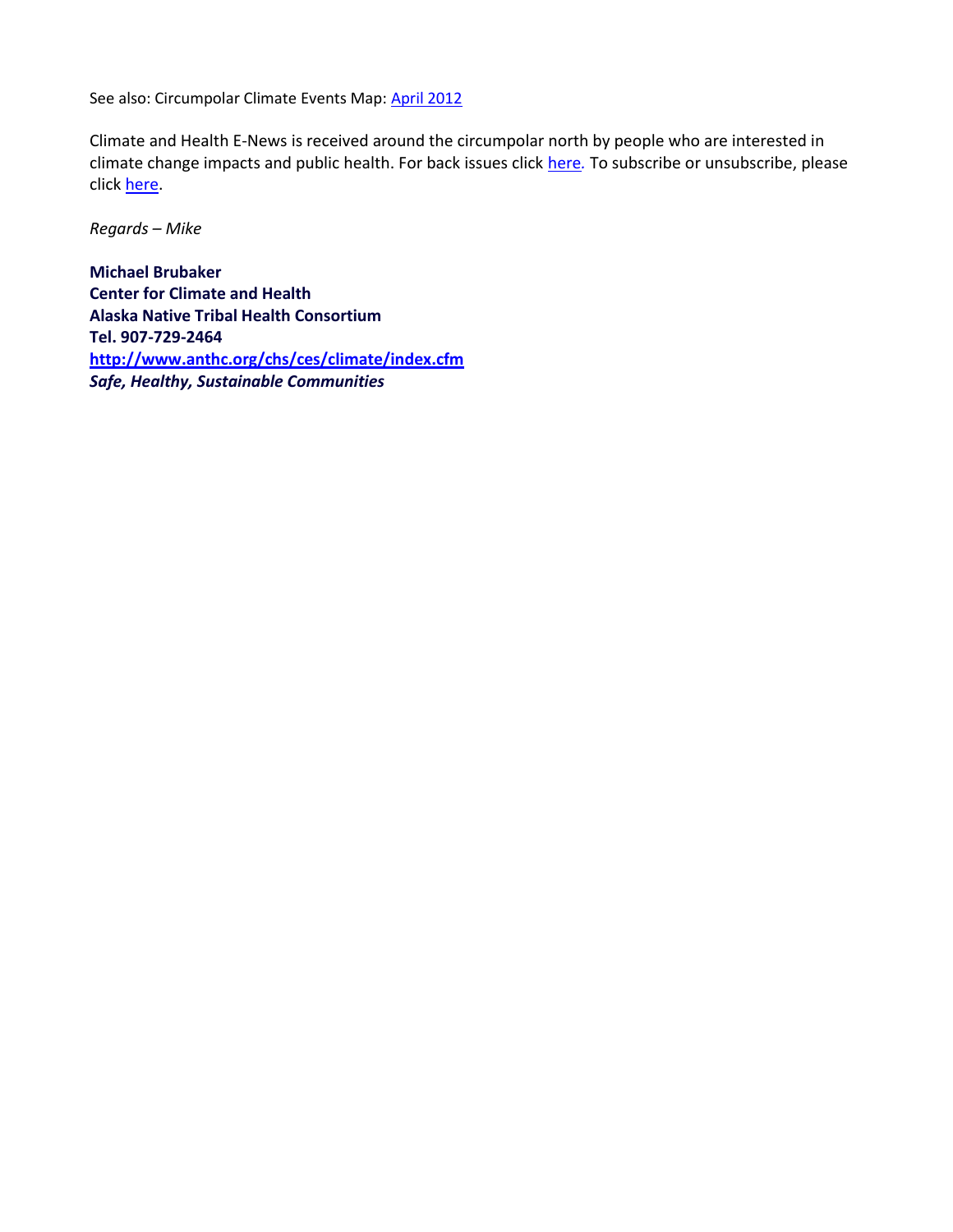See also: Circumpolar Climate Events Map: April 2012

Climate and Health E-News is received around the circumpolar north by people who are interested in climate change impacts and public health. For back issues click here. To subscribe or unsubscribe, please click here.

*Regards – Mike*

**Michael Brubaker**
**Center for Climate and Health**
**Alaska Native Tribal Health Consortium**
**Tel. 907-729-2464**
**http://www.anthc.org/chs/ces/climate/index.cfm**
***Safe, Healthy, Sustainable Communities***